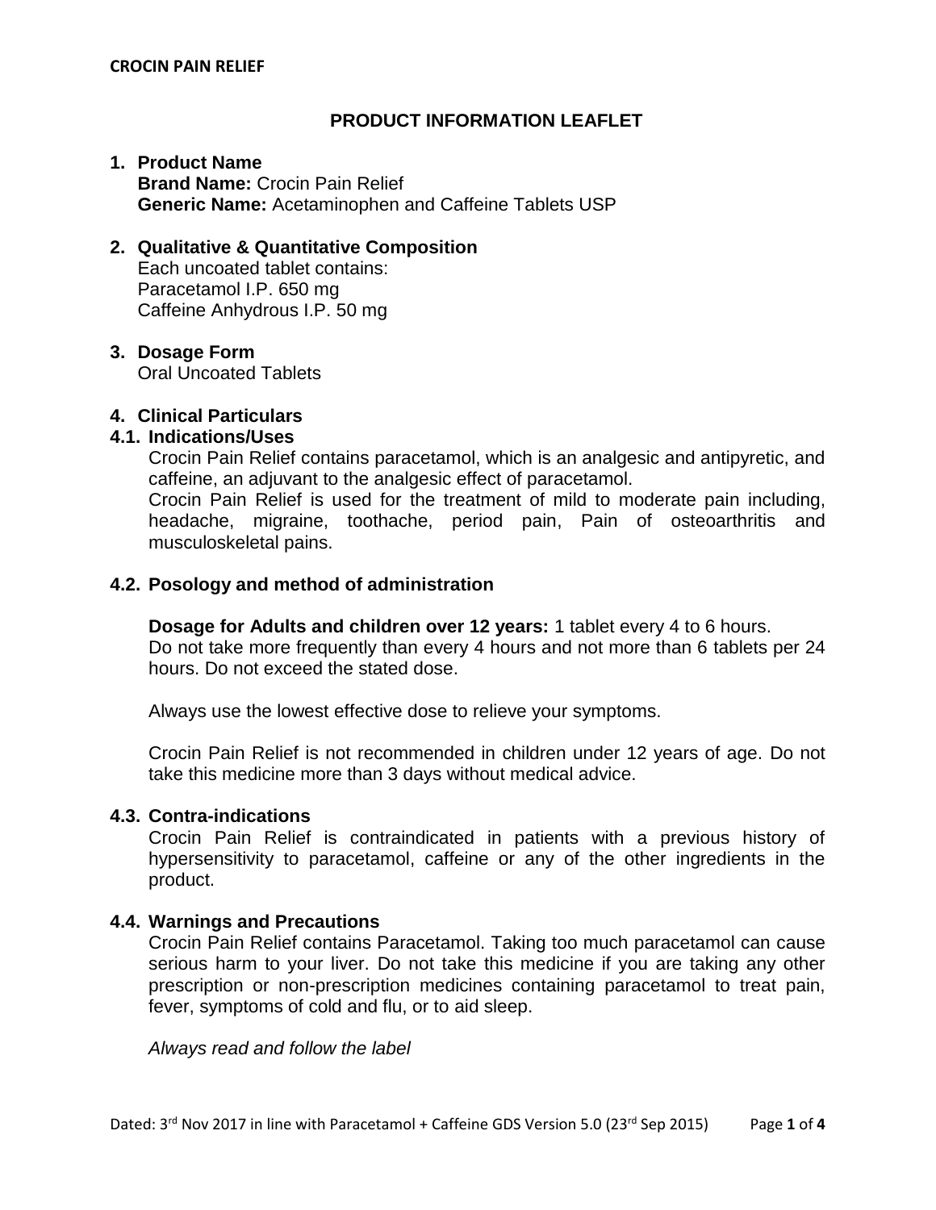# PRODUCT INFORMATION LEAFLET

## 1. Product Name

**Brand Name:** Crocin Pain Relief
**Generic Name:** Acetaminophen and Caffeine Tablets USP

## 2. Qualitative & Quantitative Composition

Each uncoated tablet contains:
Paracetamol I.P. 650 mg
Caffeine Anhydrous I.P. 50 mg

## 3. Dosage Form

Oral Uncoated Tablets

## 4. Clinical Particulars

### 4.1. Indications/Uses

Crocin Pain Relief contains paracetamol, which is an analgesic and antipyretic, and caffeine, an adjuvant to the analgesic effect of paracetamol.
Crocin Pain Relief is used for the treatment of mild to moderate pain including, headache, migraine, toothache, period pain, Pain of osteoarthritis and musculoskeletal pains.

### 4.2. Posology and method of administration

**Dosage for Adults and children over 12 years:** 1 tablet every 4 to 6 hours.
Do not take more frequently than every 4 hours and not more than 6 tablets per 24 hours. Do not exceed the stated dose.

Always use the lowest effective dose to relieve your symptoms.

Crocin Pain Relief is not recommended in children under 12 years of age. Do not take this medicine more than 3 days without medical advice.

### 4.3. Contra-indications

Crocin Pain Relief is contraindicated in patients with a previous history of hypersensitivity to paracetamol, caffeine or any of the other ingredients in the product.

### 4.4. Warnings and Precautions

Crocin Pain Relief contains Paracetamol. Taking too much paracetamol can cause serious harm to your liver. Do not take this medicine if you are taking any other prescription or non-prescription medicines containing paracetamol to treat pain, fever, symptoms of cold and flu, or to aid sleep.

*Always read and follow the label*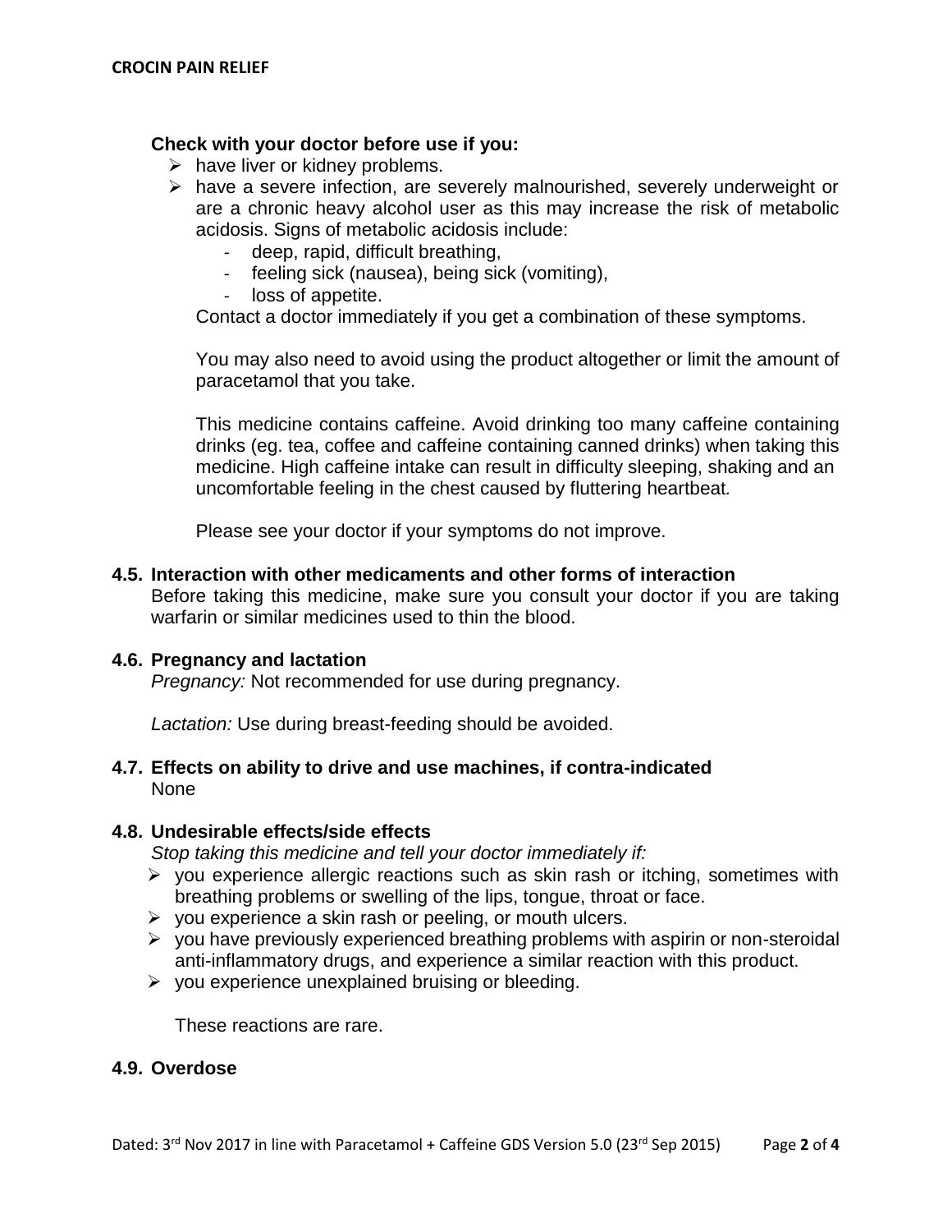**Check with your doctor before use if you:**

- have liver or kidney problems.
- have a severe infection, are severely malnourished, severely underweight or are a chronic heavy alcohol user as this may increase the risk of metabolic acidosis. Signs of metabolic acidosis include:
  - deep, rapid, difficult breathing,
  - feeling sick (nausea), being sick (vomiting),
  - loss of appetite.

  Contact a doctor immediately if you get a combination of these symptoms.

  You may also need to avoid using the product altogether or limit the amount of paracetamol that you take.

  This medicine contains caffeine. Avoid drinking too many caffeine containing drinks (eg. tea, coffee and caffeine containing canned drinks) when taking this medicine. High caffeine intake can result in difficulty sleeping, shaking and an uncomfortable feeling in the chest caused by fluttering heartbeat.

  Please see your doctor if your symptoms do not improve.

### 4.5. Interaction with other medicaments and other forms of interaction

Before taking this medicine, make sure you consult your doctor if you are taking warfarin or similar medicines used to thin the blood.

### 4.6. Pregnancy and lactation

*Pregnancy:* Not recommended for use during pregnancy.

*Lactation:* Use during breast-feeding should be avoided.

### 4.7. Effects on ability to drive and use machines, if contra-indicated

None

### 4.8. Undesirable effects/side effects

*Stop taking this medicine and tell your doctor immediately if:*

- you experience allergic reactions such as skin rash or itching, sometimes with breathing problems or swelling of the lips, tongue, throat or face.
- you experience a skin rash or peeling, or mouth ulcers.
- you have previously experienced breathing problems with aspirin or non-steroidal anti-inflammatory drugs, and experience a similar reaction with this product.
- you experience unexplained bruising or bleeding.

These reactions are rare.

### 4.9. Overdose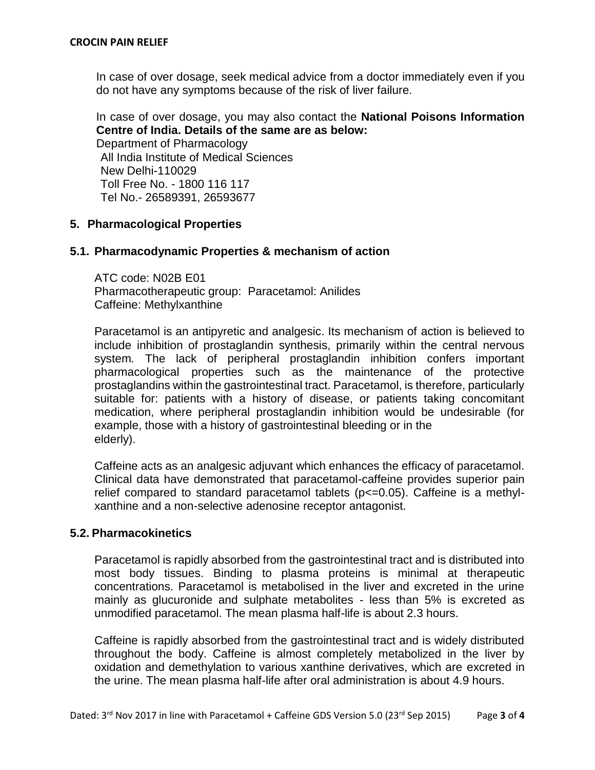In case of over dosage, seek medical advice from a doctor immediately even if you do not have any symptoms because of the risk of liver failure.

In case of over dosage, you may also contact the **National Poisons Information Centre of India. Details of the same are as below:**

Department of Pharmacology
All India Institute of Medical Sciences
New Delhi-110029
Toll Free No. - 1800 116 117
Tel No.- 26589391, 26593677

## 5. Pharmacological Properties

### 5.1. Pharmacodynamic Properties & mechanism of action

ATC code: N02B E01
Pharmacotherapeutic group: Paracetamol: Anilides
Caffeine: Methylxanthine

Paracetamol is an antipyretic and analgesic. Its mechanism of action is believed to include inhibition of prostaglandin synthesis, primarily within the central nervous system. The lack of peripheral prostaglandin inhibition confers important pharmacological properties such as the maintenance of the protective prostaglandins within the gastrointestinal tract. Paracetamol, is therefore, particularly suitable for: patients with a history of disease, or patients taking concomitant medication, where peripheral prostaglandin inhibition would be undesirable (for example, those with a history of gastrointestinal bleeding or in the elderly).

Caffeine acts as an analgesic adjuvant which enhances the efficacy of paracetamol. Clinical data have demonstrated that paracetamol-caffeine provides superior pain relief compared to standard paracetamol tablets ($p<=0.05$). Caffeine is a methyl-xanthine and a non-selective adenosine receptor antagonist.

### 5.2. Pharmacokinetics

Paracetamol is rapidly absorbed from the gastrointestinal tract and is distributed into most body tissues. Binding to plasma proteins is minimal at therapeutic concentrations. Paracetamol is metabolised in the liver and excreted in the urine mainly as glucuronide and sulphate metabolites - less than 5% is excreted as unmodified paracetamol. The mean plasma half-life is about 2.3 hours.

Caffeine is rapidly absorbed from the gastrointestinal tract and is widely distributed throughout the body. Caffeine is almost completely metabolized in the liver by oxidation and demethylation to various xanthine derivatives, which are excreted in the urine. The mean plasma half-life after oral administration is about 4.9 hours.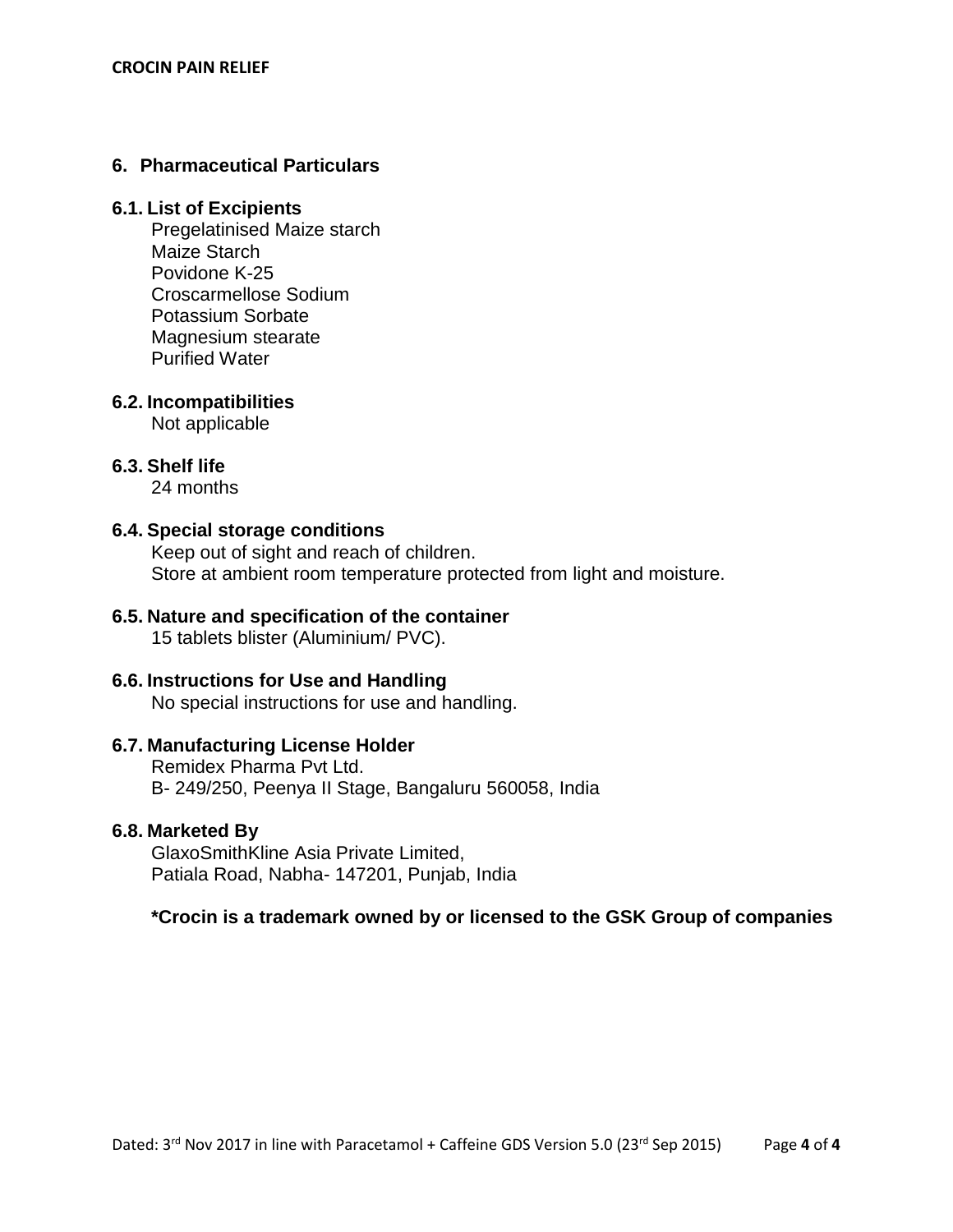## 6. Pharmaceutical Particulars

### 6.1. List of Excipients

Pregelatinised Maize starch
Maize Starch
Povidone K-25
Croscarmellose Sodium
Potassium Sorbate
Magnesium stearate
Purified Water

### 6.2. Incompatibilities

Not applicable

### 6.3. Shelf life

24 months

### 6.4. Special storage conditions

Keep out of sight and reach of children.
Store at ambient room temperature protected from light and moisture.

### 6.5. Nature and specification of the container

15 tablets blister (Aluminium/ PVC).

### 6.6. Instructions for Use and Handling

No special instructions for use and handling.

### 6.7. Manufacturing License Holder

Remidex Pharma Pvt Ltd.
B- 249/250, Peenya II Stage, Bangaluru 560058, India

### 6.8. Marketed By

GlaxoSmithKline Asia Private Limited,
Patiala Road, Nabha- 147201, Punjab, India

**\*Crocin is a trademark owned by or licensed to the GSK Group of companies**